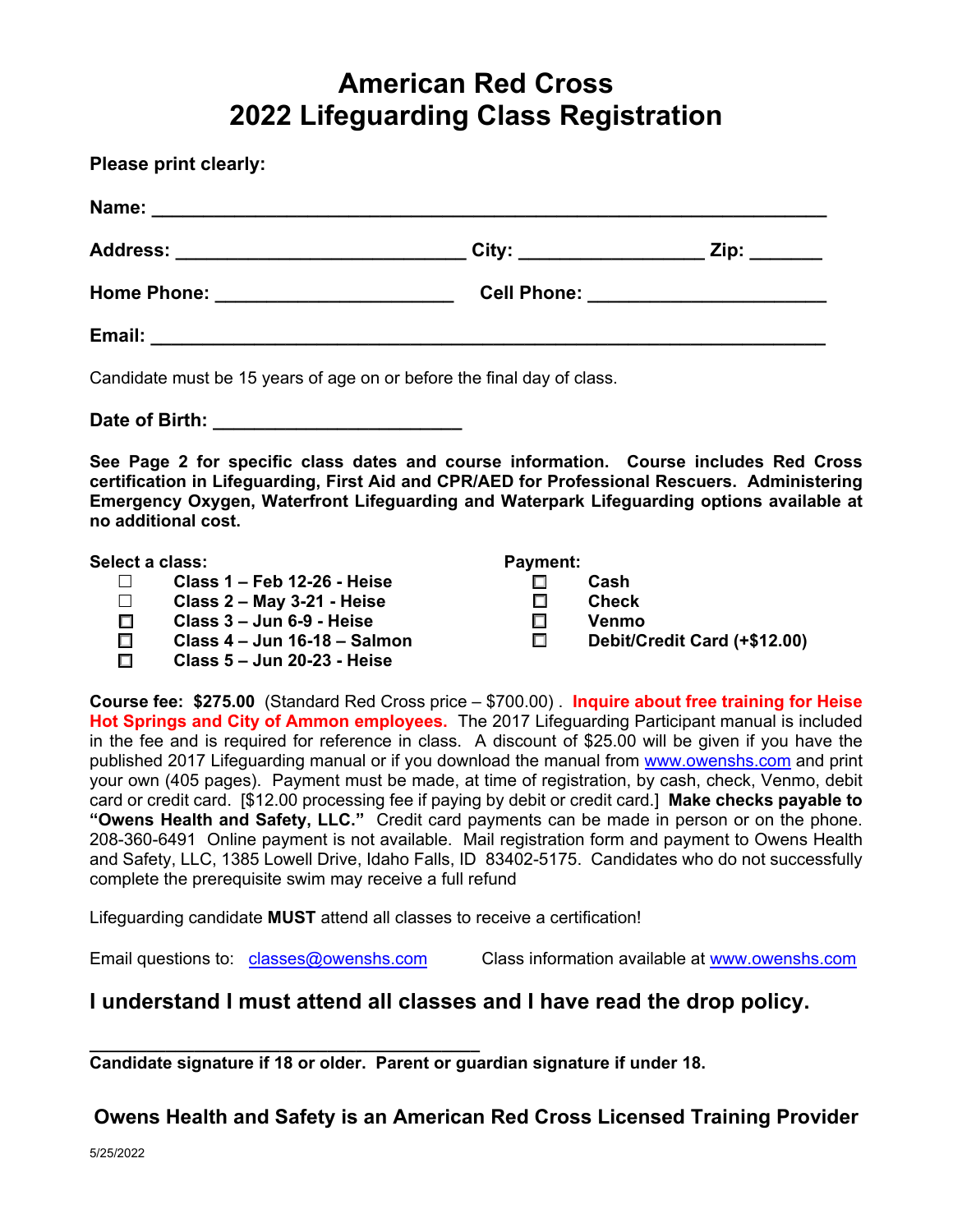# American Red Cross 2022 Lifeguarding Class Registration

**Please print clearly:**

**Name:** ____________________________________________________________

**Address:** ___________________________ **City:** _________________ **Zip:** _______

**Home Phone:** ______________________ **Cell Phone:** ______________________

**Email:** ____________________________________________________________

Candidate must be 15 years of age on or before the final day of class.

**Date of Birth:** _______________________

**See Page 2 for specific class dates and course information. Course includes Red Cross certification in Lifeguarding, First Aid and CPR/AED for Professional Rescuers. Administering Emergency Oxygen, Waterfront Lifeguarding and Waterpark Lifeguarding options available at no additional cost.**

**Select a class:**

- ☐ **Class 1 – Feb 12-26 - Heise**
- ☐ **Class 2 – May 3-21 - Heise**
- ☐ **Class 3 – Jun 6-9 - Heise**
- ☐ **Class 4 – Jun 16-18 – Salmon**
- ☐ **Class 5 – Jun 20-23 - Heise**

**Payment:**

- ☐ **Cash**
- ☐ **Check**
- ☐ **Venmo**
- ☐ **Debit/Credit Card (+$12.00)**

**Course fee: $275.00** (Standard Red Cross price – $700.00) . **Inquire about free training for Heise Hot Springs and City of Ammon employees.** The 2017 Lifeguarding Participant manual is included in the fee and is required for reference in class. A discount of $25.00 will be given if you have the published 2017 Lifeguarding manual or if you download the manual from www.owenshs.com and print your own (405 pages). Payment must be made, at time of registration, by cash, check, Venmo, debit card or credit card. [$12.00 processing fee if paying by debit or credit card.] **Make checks payable to "Owens Health and Safety, LLC."** Credit card payments can be made in person or on the phone. 208-360-6491 Online payment is not available. Mail registration form and payment to Owens Health and Safety, LLC, 1385 Lowell Drive, Idaho Falls, ID 83402-5175. Candidates who do not successfully complete the prerequisite swim may receive a full refund

Lifeguarding candidate **MUST** attend all classes to receive a certification!

Email questions to: classes@owenshs.com Class information available at www.owenshs.com

## I understand I must attend all classes and I have read the drop policy.

_______________________________________

**Candidate signature if 18 or older. Parent or guardian signature if under 18.**

**Owens Health and Safety is an American Red Cross Licensed Training Provider**

5/25/2022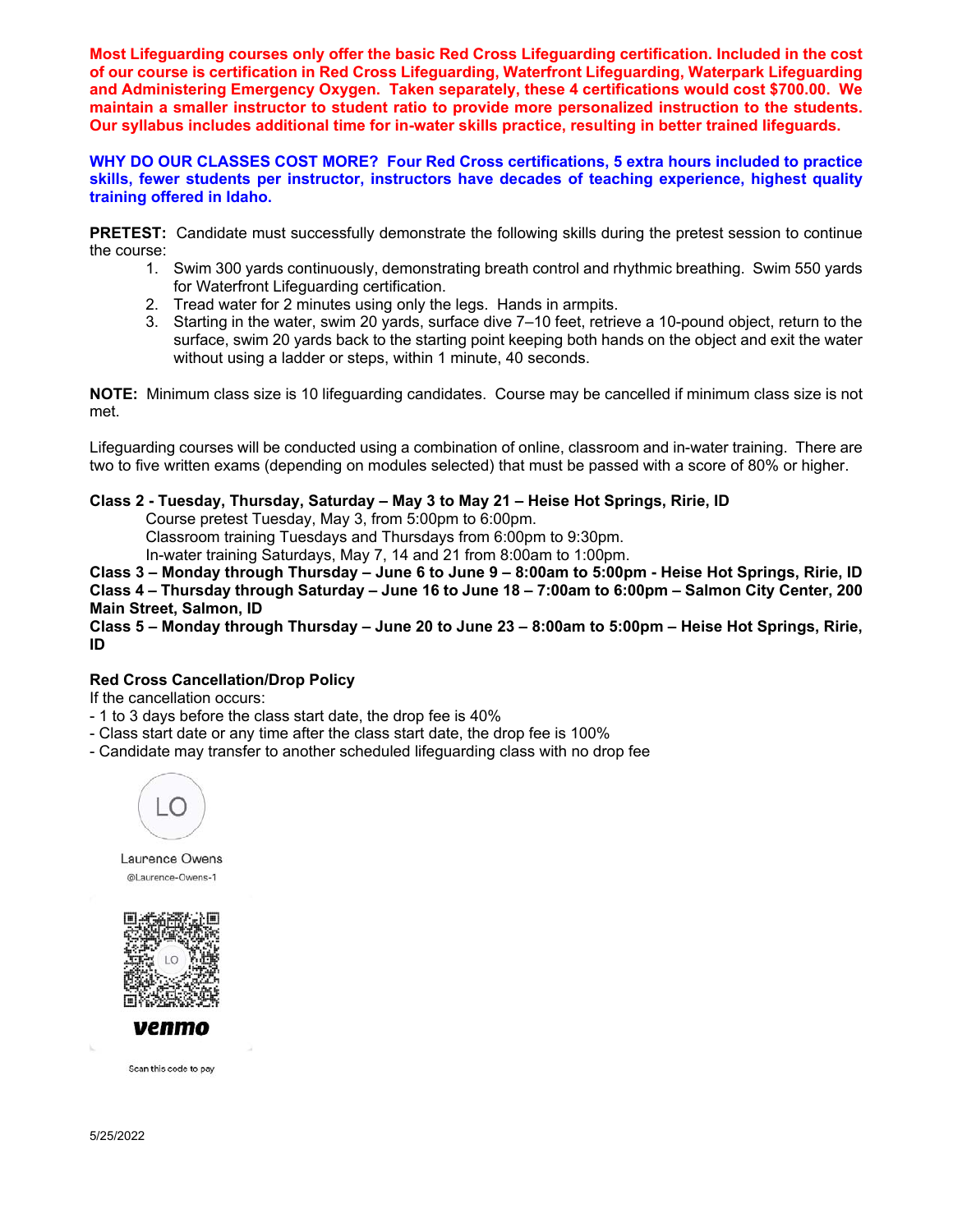**Most Lifeguarding courses only offer the basic Red Cross Lifeguarding certification. Included in the cost of our course is certification in Red Cross Lifeguarding, Waterfront Lifeguarding, Waterpark Lifeguarding and Administering Emergency Oxygen. Taken separately, these 4 certifications would cost $700.00. We maintain a smaller instructor to student ratio to provide more personalized instruction to the students. Our syllabus includes additional time for in-water skills practice, resulting in better trained lifeguards.**

**WHY DO OUR CLASSES COST MORE? Four Red Cross certifications, 5 extra hours included to practice skills, fewer students per instructor, instructors have decades of teaching experience, highest quality training offered in Idaho.**

**PRETEST:** Candidate must successfully demonstrate the following skills during the pretest session to continue the course:

1. Swim 300 yards continuously, demonstrating breath control and rhythmic breathing. Swim 550 yards for Waterfront Lifeguarding certification.
2. Tread water for 2 minutes using only the legs. Hands in armpits.
3. Starting in the water, swim 20 yards, surface dive 7–10 feet, retrieve a 10-pound object, return to the surface, swim 20 yards back to the starting point keeping both hands on the object and exit the water without using a ladder or steps, within 1 minute, 40 seconds.

**NOTE:** Minimum class size is 10 lifeguarding candidates. Course may be cancelled if minimum class size is not met.

Lifeguarding courses will be conducted using a combination of online, classroom and in-water training. There are two to five written exams (depending on modules selected) that must be passed with a score of 80% or higher.

**Class 2 - Tuesday, Thursday, Saturday – May 3 to May 21 – Heise Hot Springs, Ririe, ID**

Course pretest Tuesday, May 3, from 5:00pm to 6:00pm.
Classroom training Tuesdays and Thursdays from 6:00pm to 9:30pm.
In-water training Saturdays, May 7, 14 and 21 from 8:00am to 1:00pm.

**Class 3 – Monday through Thursday – June 6 to June 9 – 8:00am to 5:00pm - Heise Hot Springs, Ririe, ID**

**Class 4 – Thursday through Saturday – June 16 to June 18 – 7:00am to 6:00pm – Salmon City Center, 200 Main Street, Salmon, ID**

**Class 5 – Monday through Thursday – June 20 to June 23 – 8:00am to 5:00pm – Heise Hot Springs, Ririe, ID**

**Red Cross Cancellation/Drop Policy**

If the cancellation occurs:

- 1 to 3 days before the class start date, the drop fee is 40%
- Class start date or any time after the class start date, the drop fee is 100%
- Candidate may transfer to another scheduled lifeguarding class with no drop fee

LO

Laurence Owens
@Laurence-Owens-1

venmo

Scan this code to pay

5/25/2022